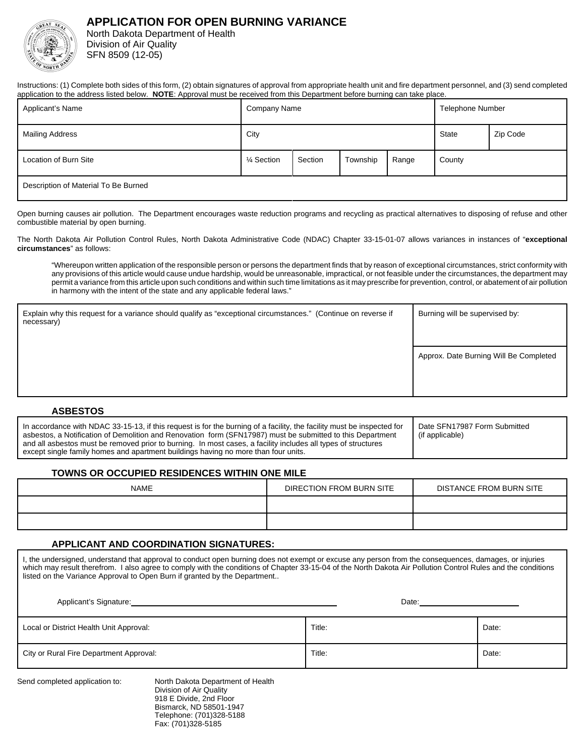# APPLICATION FOR OPEN BURNING VARIANCE

North Dakota Department of Health
Division of Air Quality
SFN 8509 (12-05)

Instructions: (1) Complete both sides of this form, (2) obtain signatures of approval from appropriate health unit and fire department personnel, and (3) send completed application to the address listed below. **NOTE**: Approval must be received from this Department before burning can take place.

| Applicant's Name | Company Name | | | | Telephone Number | |
|---|---|---|---|---|---|---|
| Mailing Address | City | | | | State | Zip Code |
| Location of Burn Site | ¼ Section | Section | Township | Range | County | |
| Description of Material To Be Burned | | | | | | |

Open burning causes air pollution. The Department encourages waste reduction programs and recycling as practical alternatives to disposing of refuse and other combustible material by open burning.

The North Dakota Air Pollution Control Rules, North Dakota Administrative Code (NDAC) Chapter 33-15-01-07 allows variances in instances of "**exceptional circumstances**" as follows:

> "Whereupon written application of the responsible person or persons the department finds that by reason of exceptional circumstances, strict conformity with any provisions of this article would cause undue hardship, would be unreasonable, impractical, or not feasible under the circumstances, the department may permit a variance from this article upon such conditions and within such time limitations as it may prescribe for prevention, control, or abatement of air pollution in harmony with the intent of the state and any applicable federal laws."

| Explain why this request for a variance should qualify as "exceptional circumstances." (Continue on reverse if necessary) | Burning will be supervised by: |
|---|---|
| | Approx. Date Burning Will Be Completed |

## ASBESTOS

| In accordance with NDAC 33-15-13, if this request is for the burning of a facility, the facility must be inspected for asbestos, a Notification of Demolition and Renovation form (SFN17987) must be submitted to this Department and all asbestos must be removed prior to burning. In most cases, a facility includes all types of structures except single family homes and apartment buildings having no more than four units. | Date SFN17987 Form Submitted (if applicable) |
|---|---|

## TOWNS OR OCCUPIED RESIDENCES WITHIN ONE MILE

| NAME | DIRECTION FROM BURN SITE | DISTANCE FROM BURN SITE |
|---|---|---|
| | | |
| | | |

## APPLICANT AND COORDINATION SIGNATURES:

I, the undersigned, understand that approval to conduct open burning does not exempt or excuse any person from the consequences, damages, or injuries which may result therefrom. I also agree to comply with the conditions of Chapter 33-15-04 of the North Dakota Air Pollution Control Rules and the conditions listed on the Variance Approval to Open Burn if granted by the Department..

Applicant's Signature: ______________________ Date: ______________

| Local or District Health Unit Approval: | Title: | Date: |
|---|---|---|
| City or Rural Fire Department Approval: | Title: | Date: |

Send completed application to:

North Dakota Department of Health
Division of Air Quality
918 E Divide, 2nd Floor
Bismarck, ND 58501-1947
Telephone: (701)328-5188
Fax: (701)328-5185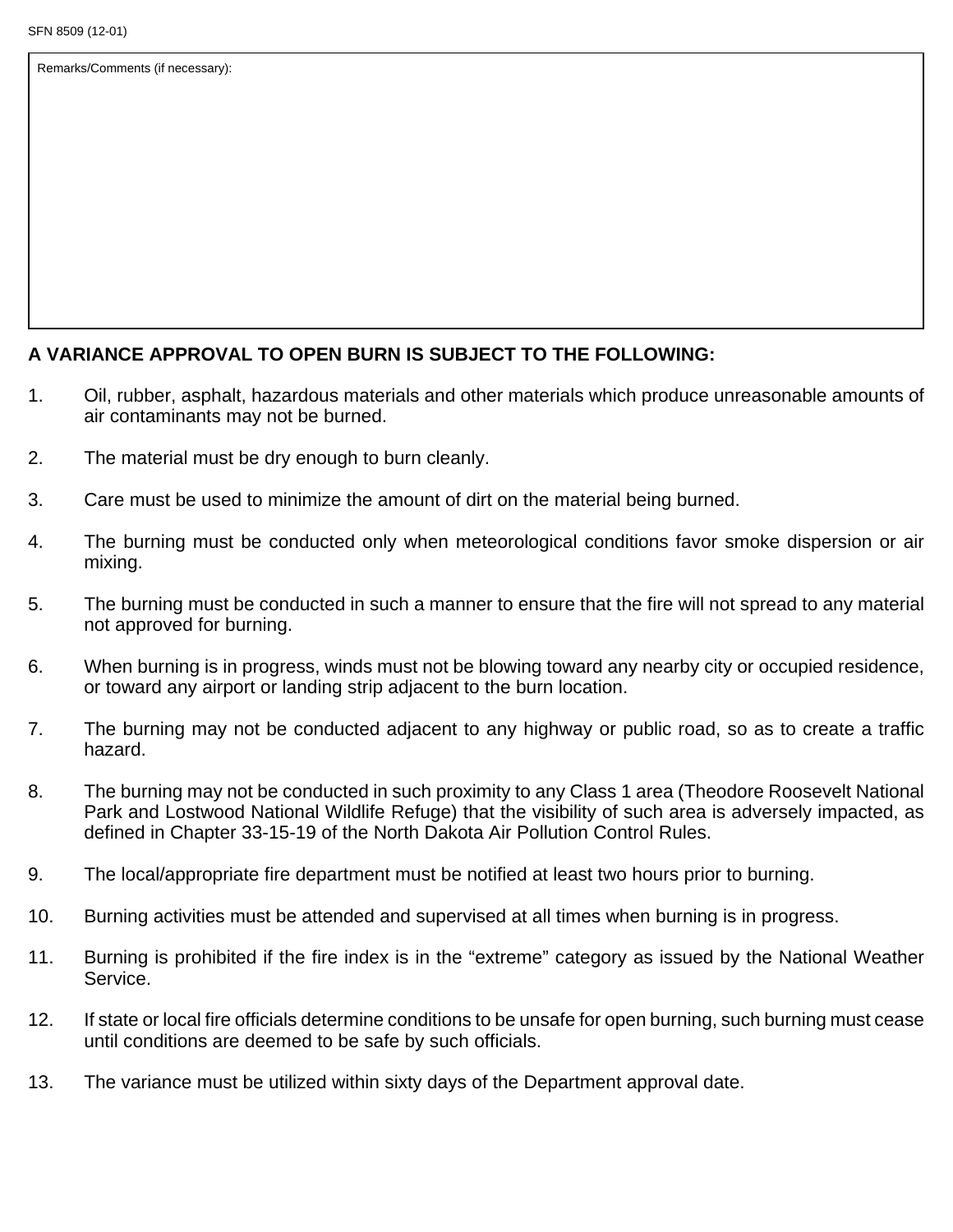Remarks/Comments (if necessary):

**A VARIANCE APPROVAL TO OPEN BURN IS SUBJECT TO THE FOLLOWING:**

1. Oil, rubber, asphalt, hazardous materials and other materials which produce unreasonable amounts of air contaminants may not be burned.

2. The material must be dry enough to burn cleanly.

3. Care must be used to minimize the amount of dirt on the material being burned.

4. The burning must be conducted only when meteorological conditions favor smoke dispersion or air mixing.

5. The burning must be conducted in such a manner to ensure that the fire will not spread to any material not approved for burning.

6. When burning is in progress, winds must not be blowing toward any nearby city or occupied residence, or toward any airport or landing strip adjacent to the burn location.

7. The burning may not be conducted adjacent to any highway or public road, so as to create a traffic hazard.

8. The burning may not be conducted in such proximity to any Class 1 area (Theodore Roosevelt National Park and Lostwood National Wildlife Refuge) that the visibility of such area is adversely impacted, as defined in Chapter 33-15-19 of the North Dakota Air Pollution Control Rules.

9. The local/appropriate fire department must be notified at least two hours prior to burning.

10. Burning activities must be attended and supervised at all times when burning is in progress.

11. Burning is prohibited if the fire index is in the "extreme" category as issued by the National Weather Service.

12. If state or local fire officials determine conditions to be unsafe for open burning, such burning must cease until conditions are deemed to be safe by such officials.

13. The variance must be utilized within sixty days of the Department approval date.